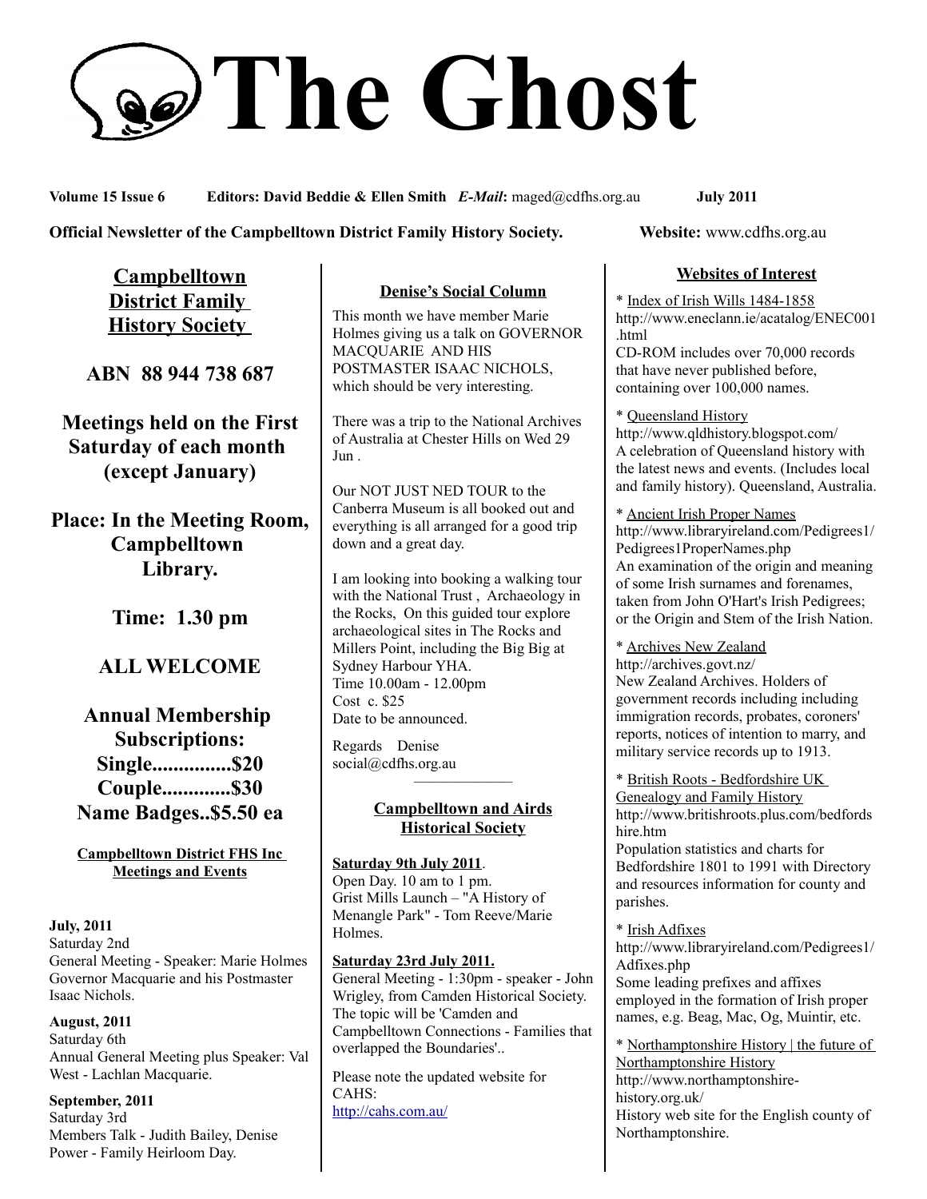# The Ghost

**Volume 15 Issue 6** **Editors: David Beddie & Ellen Smith** ***E-Mail*****:** maged@cdfhs.org.au **July 2011**

**Official Newsletter of the Campbelltown District Family History Society.** **Website:** www.cdfhs.org.au

## Campbelltown District Family History Society

**ABN 88 944 738 687**

**Meetings held on the First Saturday of each month (except January)**

**Place: In the Meeting Room, Campbelltown Library.**

**Time: 1.30 pm**

**ALL WELCOME**

**Annual Membership Subscriptions:**
**Single...............$20**
**Couple.............$30**
**Name Badges..$5.50 ea**

### Campbelltown District FHS Inc Meetings and Events

**July, 2011**
Saturday 2nd
General Meeting - Speaker: Marie Holmes Governor Macquarie and his Postmaster Isaac Nichols.

**August, 2011**
Saturday 6th
Annual General Meeting plus Speaker: Val West - Lachlan Macquarie.

**September, 2011**
Saturday 3rd
Members Talk - Judith Bailey, Denise Power - Family Heirloom Day.

### Denise's Social Column

This month we have member Marie Holmes giving us a talk on GOVERNOR MACQUARIE AND HIS POSTMASTER ISAAC NICHOLS, which should be very interesting.

There was a trip to the National Archives of Australia at Chester Hills on Wed 29 Jun .

Our NOT JUST NED TOUR to the Canberra Museum is all booked out and everything is all arranged for a good trip down and a great day.

I am looking into booking a walking tour with the National Trust , Archaeology in the Rocks, On this guided tour explore archaeological sites in The Rocks and Millers Point, including the Big Big at Sydney Harbour YHA.
Time 10.00am - 12.00pm
Cost c. $25
Date to be announced.

Regards Denise
social@cdfhs.org.au

---

### Campbelltown and Airds Historical Society

**Saturday 9th July 2011**.
Open Day. 10 am to 1 pm.
Grist Mills Launch – "A History of Menangle Park" - Tom Reeve/Marie Holmes.

**Saturday 23rd July 2011.**
General Meeting - 1:30pm - speaker - John Wrigley, from Camden Historical Society. The topic will be 'Camden and Campbelltown Connections - Families that overlapped the Boundaries'..

Please note the updated website for CAHS:
http://cahs.com.au/

### Websites of Interest

* Index of Irish Wills 1484-1858
http://www.eneclann.ie/acatalog/ENEC001.html
CD-ROM includes over 70,000 records that have never published before, containing over 100,000 names.

* Queensland History
http://www.qldhistory.blogspot.com/
A celebration of Queensland history with the latest news and events. (Includes local and family history). Queensland, Australia.

* Ancient Irish Proper Names
http://www.libraryireland.com/Pedigrees1/Pedigrees1ProperNames.php
An examination of the origin and meaning of some Irish surnames and forenames, taken from John O'Hart's Irish Pedigrees; or the Origin and Stem of the Irish Nation.

* Archives New Zealand
http://archives.govt.nz/
New Zealand Archives. Holders of government records including including immigration records, probates, coroners' reports, notices of intention to marry, and military service records up to 1913.

* British Roots - Bedfordshire UK Genealogy and Family History
http://www.britishroots.plus.com/bedfordshire.htm
Population statistics and charts for Bedfordshire 1801 to 1991 with Directory and resources information for county and parishes.

* Irish Adfixes
http://www.libraryireland.com/Pedigrees1/Adfixes.php
Some leading prefixes and affixes employed in the formation of Irish proper names, e.g. Beag, Mac, Og, Muintir, etc.

* Northamptonshire History | the future of Northamptonshire History
http://www.northamptonshire-history.org.uk/
History web site for the English county of Northamptonshire.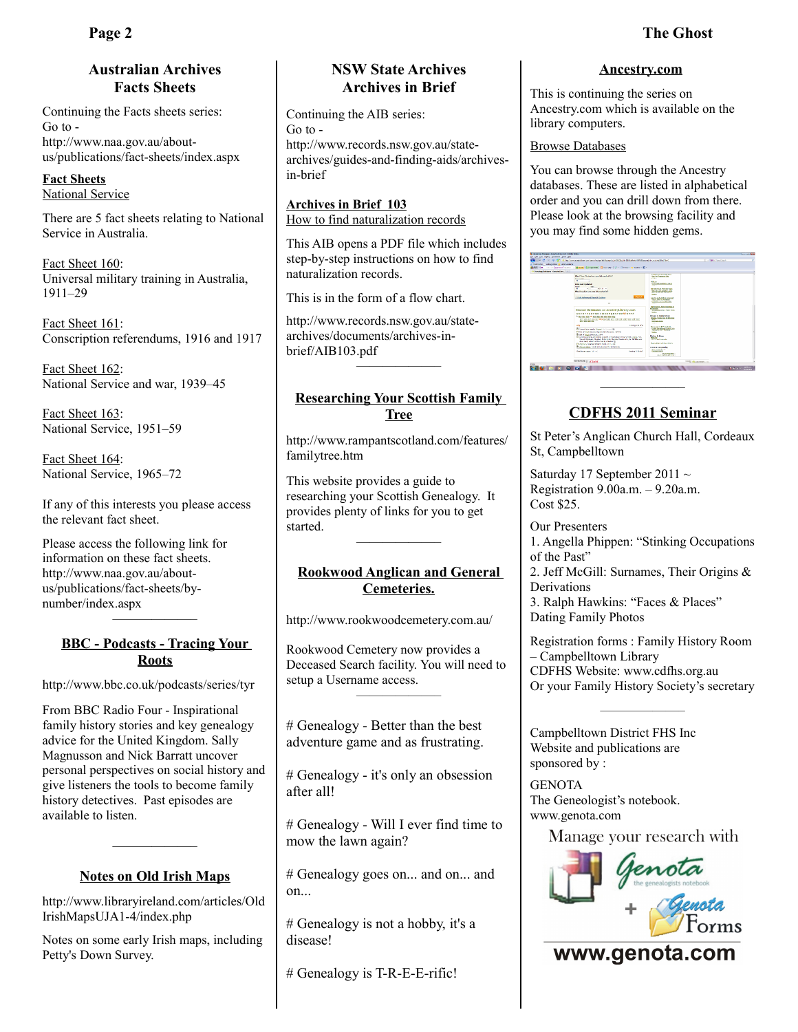## Australian Archives Facts Sheets

Continuing the Facts sheets series:
Go to -
http://www.naa.gov.au/about-us/publications/fact-sheets/index.aspx

**Fact Sheets**
National Service

There are 5 fact sheets relating to National Service in Australia.

Fact Sheet 160:
Universal military training in Australia, 1911–29

Fact Sheet 161:
Conscription referendums, 1916 and 1917

Fact Sheet 162:
National Service and war, 1939–45

Fact Sheet 163:
National Service, 1951–59

Fact Sheet 164:
National Service, 1965–72

If any of this interests you please access the relevant fact sheet.

Please access the following link for information on these fact sheets.
http://www.naa.gov.au/about-us/publications/fact-sheets/by-number/index.aspx

## BBC - Podcasts - Tracing Your Roots

http://www.bbc.co.uk/podcasts/series/tyr

From BBC Radio Four - Inspirational family history stories and key genealogy advice for the United Kingdom. Sally Magnusson and Nick Barratt uncover personal perspectives on social history and give listeners the tools to become family history detectives. Past episodes are available to listen.

## Notes on Old Irish Maps

http://www.libraryireland.com/articles/OldIrishMapsUJA1-4/index.php

Notes on some early Irish maps, including Petty's Down Survey.

## NSW State Archives Archives in Brief

Continuing the AIB series:
Go to -
http://www.records.nsw.gov.au/state-archives/guides-and-finding-aids/archives-in-brief

**Archives in Brief 103**
How to find naturalization records

This AIB opens a PDF file which includes step-by-step instructions on how to find naturalization records.

This is in the form of a flow chart.

http://www.records.nsw.gov.au/state-archives/documents/archives-in-brief/AIB103.pdf

## Researching Your Scottish Family Tree

http://www.rampantscotland.com/features/familytree.htm

This website provides a guide to researching your Scottish Genealogy. It provides plenty of links for you to get started.

## Rookwood Anglican and General Cemeteries.

http://www.rookwoodcemetery.com.au/

Rookwood Cemetery now provides a Deceased Search facility. You will need to setup a Username access.

# Genealogy - Better than the best adventure game and as frustrating.

# Genealogy - it's only an obsession after all!

# Genealogy - Will I ever find time to mow the lawn again?

# Genealogy goes on... and on... and on...

# Genealogy is not a hobby, it's a disease!

# Genealogy is T-R-E-E-rific!

## Ancestry.com

This is continuing the series on Ancestry.com which is available on the library computers.

Browse Databases

You can browse through the Ancestry databases. These are listed in alphabetical order and you can drill down from there. Please look at the browsing facility and you may find some hidden gems.

## CDFHS 2011 Seminar

St Peter's Anglican Church Hall, Cordeaux St, Campbelltown

Saturday 17 September 2011 ~
Registration 9.00a.m. – 9.20a.m.
Cost $25.

Our Presenters
1. Angella Phippen: "Stinking Occupations of the Past"
2. Jeff McGill: Surnames, Their Origins & Derivations
3. Ralph Hawkins: "Faces & Places" Dating Family Photos

Registration forms : Family History Room – Campbelltown Library
CDFHS Website: www.cdfhs.org.au
Or your Family History Society's secretary

Campbelltown District FHS Inc
Website and publications are sponsored by :

GENOTA
The Geneologist's notebook.
www.genota.com

Manage your research with Genota the genealogists notebook + Genota Forms
www.genota.com